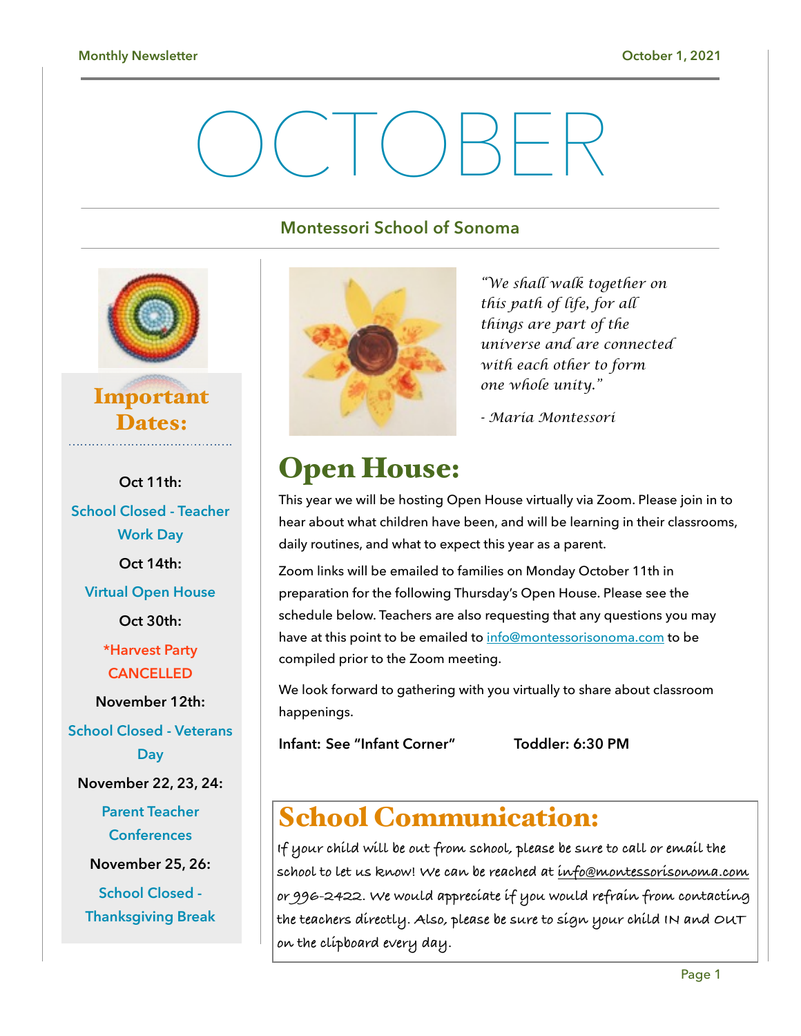# OCTOBER

## Montessori School of Sonoma

### Important Dates:

**Oct 11th:**
School Closed - Teacher Work Day

**Oct 14th:**
Virtual Open House

**Oct 30th:**
*Harvest Party CANCELLED

**November 12th:**
School Closed - Veterans Day

**November 22, 23, 24:**
Parent Teacher Conferences

**November 25, 26:**
School Closed - Thanksgiving Break

*"We shall walk together on this path of life, for all things are part of the universe and are connected with each other to form one whole unity."*

*- Maria Montessori*

## Open House:

This year we will be hosting Open House virtually via Zoom. Please join in to hear about what children have been, and will be learning in their classrooms, daily routines, and what to expect this year as a parent.

Zoom links will be emailed to families on Monday October 11th in preparation for the following Thursday's Open House. Please see the schedule below. Teachers are also requesting that any questions you may have at this point to be emailed to info@montessorisonoma.com to be compiled prior to the Zoom meeting.

We look forward to gathering with you virtually to share about classroom happenings.

**Infant: See "Infant Corner"** **Toddler: 6:30 PM**

## School Communication:

If your child will be out from school, please be sure to call or email the school to let us know! We can be reached at info@montessorisonoma.com or 996-2422. We would appreciate if you would refrain from contacting the teachers directly. Also, please be sure to sign your child IN and OUT on the clipboard every day.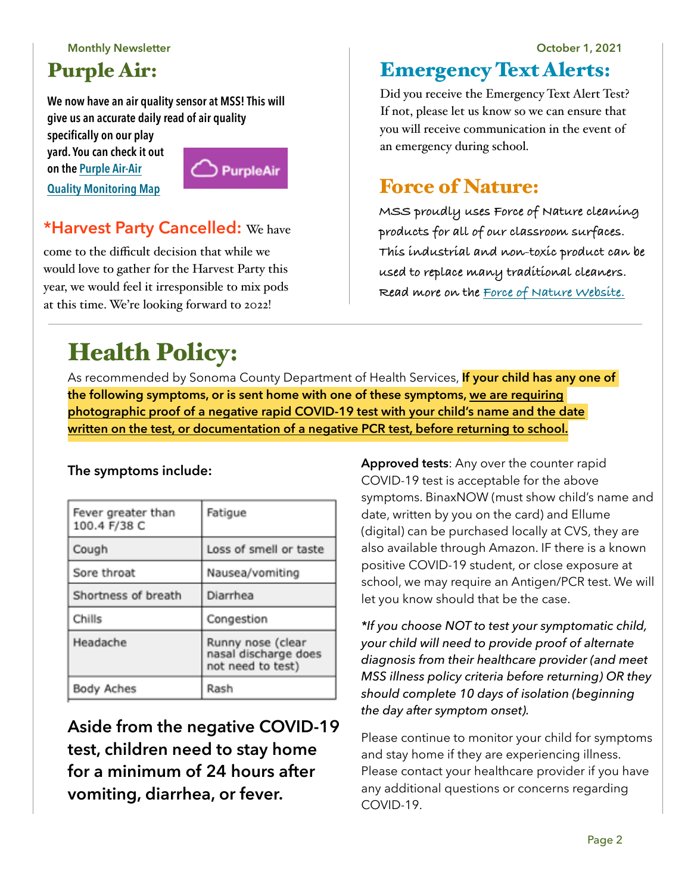Monthly Newsletter

October 1, 2021

## Purple Air:

**We now have an air quality sensor at MSS! This will give us an accurate daily read of air quality specifically on our play yard. You can check it out on the Purple Air-Air Quality Monitoring Map**

PurpleAir

### *Harvest Party Cancelled:

We have come to the difficult decision that while we would love to gather for the Harvest Party this year, we would feel it irresponsible to mix pods at this time. We're looking forward to 2022!

## Emergency Text Alerts:

Did you receive the Emergency Text Alert Test? If not, please let us know so we can ensure that you will receive communication in the event of an emergency during school.

## Force of Nature:

MSS proudly uses Force of Nature cleaning products for all of our classroom surfaces. This industrial and non-toxic product can be used to replace many traditional cleaners. Read more on the Force of Nature Website.

# Health Policy:

As recommended by Sonoma County Department of Health Services, **If your child has any one of the following symptoms, or is sent home with one of these symptoms, we are requiring photographic proof of a negative rapid COVID-19 test with your child's name and the date written on the test, or documentation of a negative PCR test, before returning to school.**

**The symptoms include:**

| | |
|---|---|
| Fever greater than 100.4 F/38 C | Fatigue |
| Cough | Loss of smell or taste |
| Sore throat | Nausea/vomiting |
| Shortness of breath | Diarrhea |
| Chills | Congestion |
| Headache | Runny nose (clear nasal discharge does not need to test) |
| Body Aches | Rash |

**Aside from the negative COVID-19 test, children need to stay home for a minimum of 24 hours after vomiting, diarrhea, or fever.**

**Approved tests**: Any over the counter rapid COVID-19 test is acceptable for the above symptoms. BinaxNOW (must show child's name and date, written by you on the card) and Ellume (digital) can be purchased locally at CVS, they are also available through Amazon. IF there is a known positive COVID-19 student, or close exposure at school, we may require an Antigen/PCR test. We will let you know should that be the case.

*\*If you choose NOT to test your symptomatic child, your child will need to provide proof of alternate diagnosis from their healthcare provider (and meet MSS illness policy criteria before returning) OR they should complete 10 days of isolation (beginning the day after symptom onset).*

Please continue to monitor your child for symptoms and stay home if they are experiencing illness. Please contact your healthcare provider if you have any additional questions or concerns regarding COVID-19.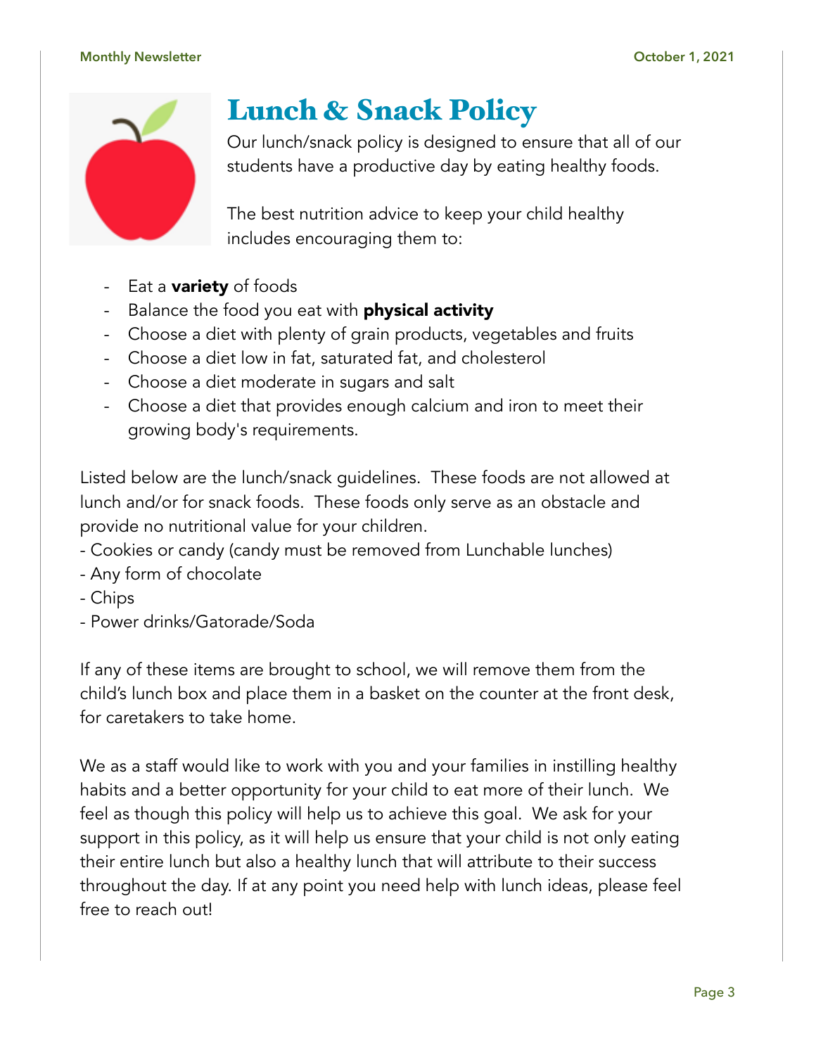# Lunch & Snack Policy

Our lunch/snack policy is designed to ensure that all of our students have a productive day by eating healthy foods.

The best nutrition advice to keep your child healthy includes encouraging them to:

- Eat a **variety** of foods
- Balance the food you eat with **physical activity**
- Choose a diet with plenty of grain products, vegetables and fruits
- Choose a diet low in fat, saturated fat, and cholesterol
- Choose a diet moderate in sugars and salt
- Choose a diet that provides enough calcium and iron to meet their growing body's requirements.

Listed below are the lunch/snack guidelines. These foods are not allowed at lunch and/or for snack foods. These foods only serve as an obstacle and provide no nutritional value for your children.

- Cookies or candy (candy must be removed from Lunchable lunches)
- Any form of chocolate
- Chips
- Power drinks/Gatorade/Soda

If any of these items are brought to school, we will remove them from the child's lunch box and place them in a basket on the counter at the front desk, for caretakers to take home.

We as a staff would like to work with you and your families in instilling healthy habits and a better opportunity for your child to eat more of their lunch. We feel as though this policy will help us to achieve this goal. We ask for your support in this policy, as it will help us ensure that your child is not only eating their entire lunch but also a healthy lunch that will attribute to their success throughout the day. If at any point you need help with lunch ideas, please feel free to reach out!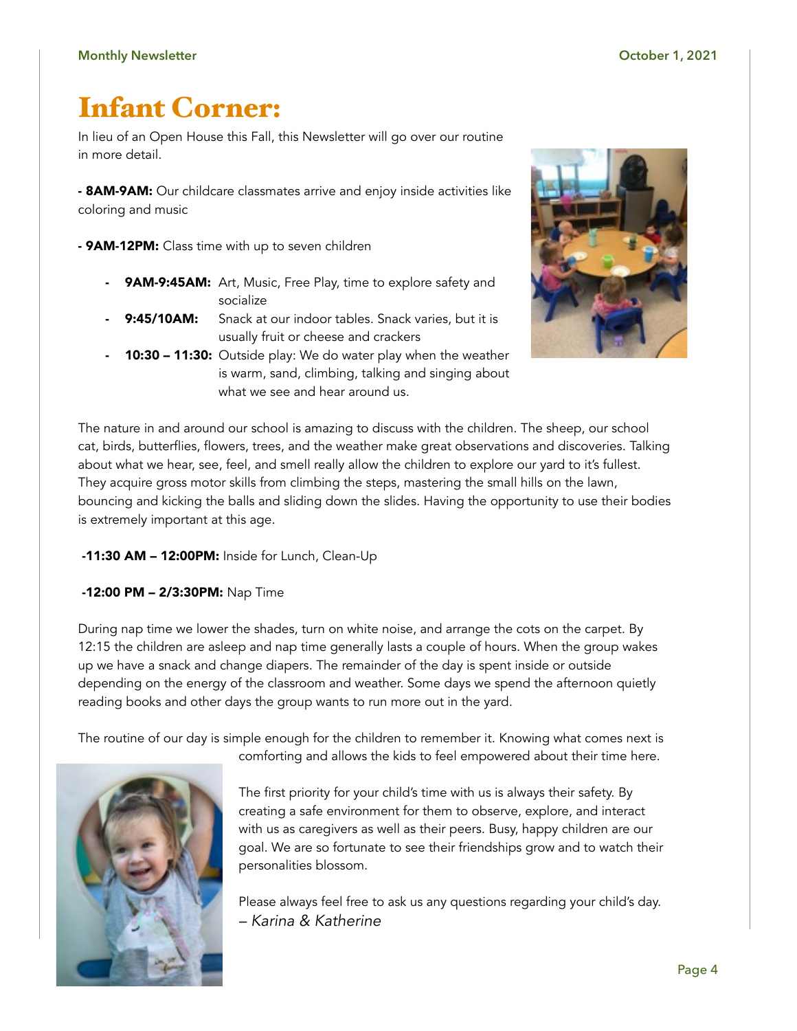# Infant Corner:

In lieu of an Open House this Fall, this Newsletter will go over our routine in more detail.

**- 8AM-9AM:** Our childcare classmates arrive and enjoy inside activities like coloring and music

**- 9AM-12PM:** Class time with up to seven children

- **9AM-9:45AM:** Art, Music, Free Play, time to explore safety and socialize
- **9:45/10AM:** Snack at our indoor tables. Snack varies, but it is usually fruit or cheese and crackers
- **10:30 – 11:30:** Outside play: We do water play when the weather is warm, sand, climbing, talking and singing about what we see and hear around us.

The nature in and around our school is amazing to discuss with the children. The sheep, our school cat, birds, butterflies, flowers, trees, and the weather make great observations and discoveries. Talking about what we hear, see, feel, and smell really allow the children to explore our yard to it's fullest. They acquire gross motor skills from climbing the steps, mastering the small hills on the lawn, bouncing and kicking the balls and sliding down the slides. Having the opportunity to use their bodies is extremely important at this age.

**-11:30 AM – 12:00PM:** Inside for Lunch, Clean-Up

**-12:00 PM – 2/3:30PM:** Nap Time

During nap time we lower the shades, turn on white noise, and arrange the cots on the carpet. By 12:15 the children are asleep and nap time generally lasts a couple of hours. When the group wakes up we have a snack and change diapers. The remainder of the day is spent inside or outside depending on the energy of the classroom and weather. Some days we spend the afternoon quietly reading books and other days the group wants to run more out in the yard.

The routine of our day is simple enough for the children to remember it. Knowing what comes next is comforting and allows the kids to feel empowered about their time here.

The first priority for your child's time with us is always their safety. By creating a safe environment for them to observe, explore, and interact with us as caregivers as well as their peers. Busy, happy children are our goal. We are so fortunate to see their friendships grow and to watch their personalities blossom.

Please always feel free to ask us any questions regarding your child's day.
*– Karina & Katherine*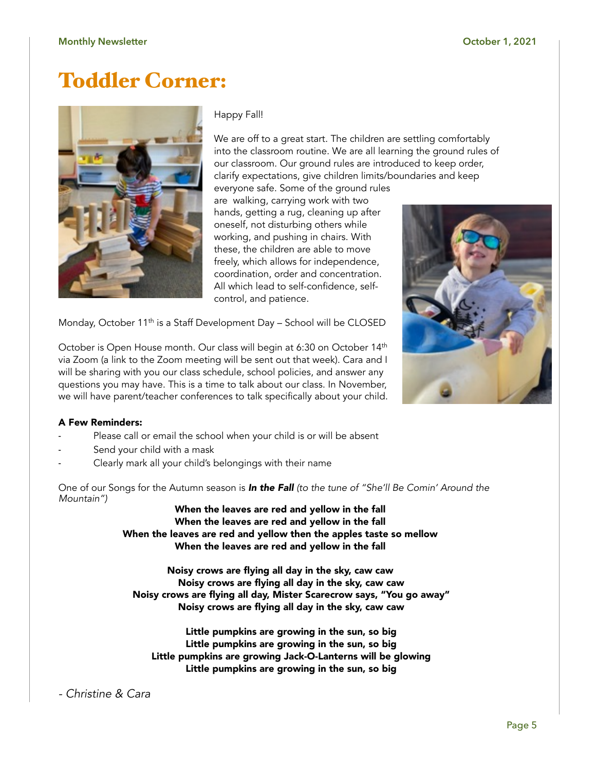# Toddler Corner:

Happy Fall!

We are off to a great start. The children are settling comfortably into the classroom routine. We are all learning the ground rules of our classroom. Our ground rules are introduced to keep order, clarify expectations, give children limits/boundaries and keep everyone safe. Some of the ground rules are walking, carrying work with two hands, getting a rug, cleaning up after oneself, not disturbing others while working, and pushing in chairs. With these, the children are able to move freely, which allows for independence, coordination, order and concentration. All which lead to self-confidence, self-control, and patience.

Monday, October 11th is a Staff Development Day – School will be CLOSED

October is Open House month. Our class will begin at 6:30 on October 14th via Zoom (a link to the Zoom meeting will be sent out that week). Cara and I will be sharing with you our class schedule, school policies, and answer any questions you may have. This is a time to talk about our class. In November, we will have parent/teacher conferences to talk specifically about your child.

**A Few Reminders:**

- Please call or email the school when your child is or will be absent
- Send your child with a mask
- Clearly mark all your child's belongings with their name

One of our Songs for the Autumn season is ***In the Fall*** *(to the tune of "She'll Be Comin' Around the Mountain")*

**When the leaves are red and yellow in the fall**
**When the leaves are red and yellow in the fall**
**When the leaves are red and yellow then the apples taste so mellow**
**When the leaves are red and yellow in the fall**

**Noisy crows are flying all day in the sky, caw caw**
**Noisy crows are flying all day in the sky, caw caw**
**Noisy crows are flying all day, Mister Scarecrow says, "You go away"**
**Noisy crows are flying all day in the sky, caw caw**

**Little pumpkins are growing in the sun, so big**
**Little pumpkins are growing in the sun, so big**
**Little pumpkins are growing Jack-O-Lanterns will be glowing**
**Little pumpkins are growing in the sun, so big**

*- Christine & Cara*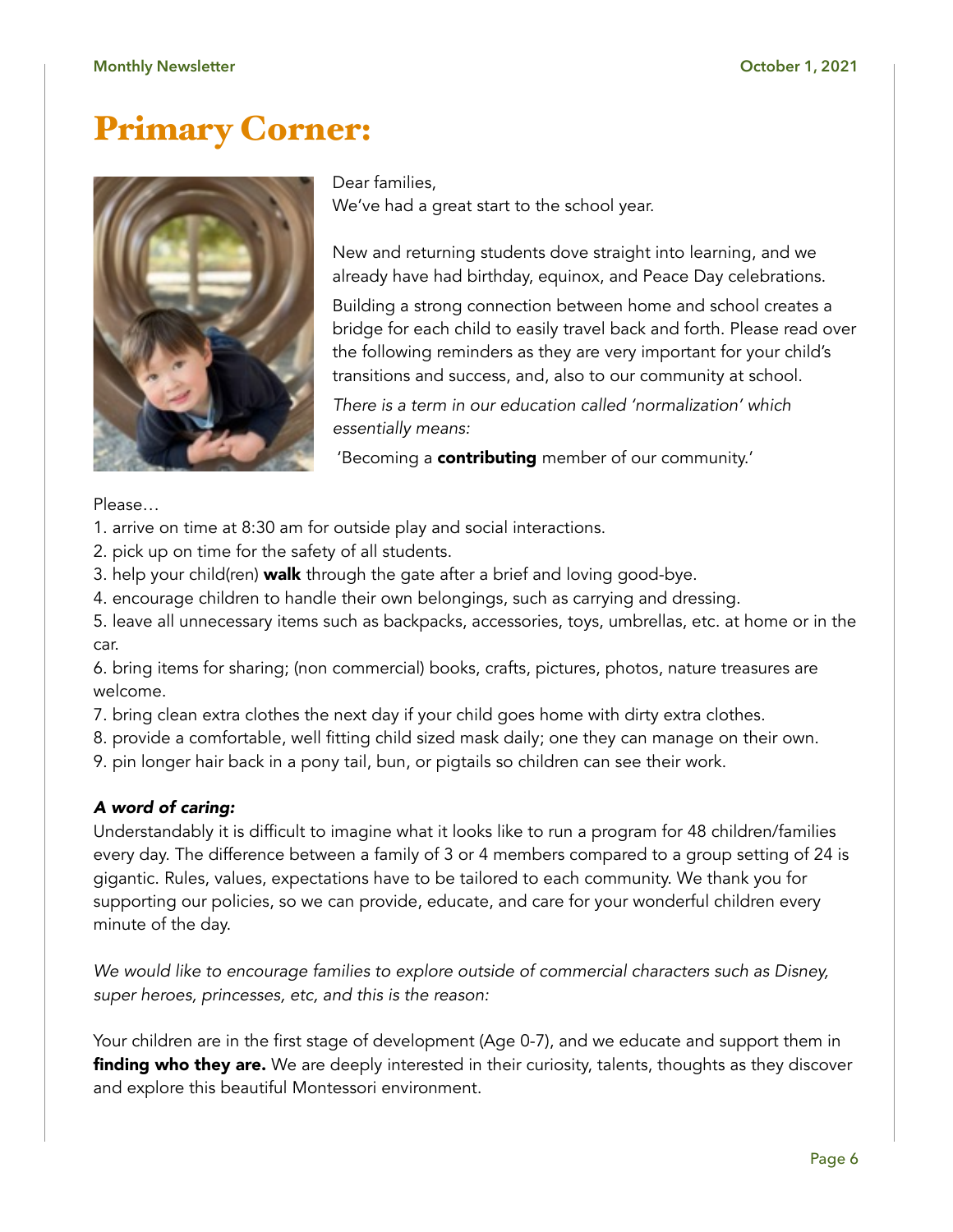# Primary Corner:

Dear families,
We've had a great start to the school year.

New and returning students dove straight into learning, and we already have had birthday, equinox, and Peace Day celebrations.

Building a strong connection between home and school creates a bridge for each child to easily travel back and forth. Please read over the following reminders as they are very important for your child's transitions and success, and, also to our community at school.

*There is a term in our education called 'normalization' which essentially means:*

'Becoming a **contributing** member of our community.'

Please…

1. arrive on time at 8:30 am for outside play and social interactions.
2. pick up on time for the safety of all students.
3. help your child(ren) **walk** through the gate after a brief and loving good-bye.
4. encourage children to handle their own belongings, such as carrying and dressing.
5. leave all unnecessary items such as backpacks, accessories, toys, umbrellas, etc. at home or in the car.
6. bring items for sharing; (non commercial) books, crafts, pictures, photos, nature treasures are welcome.
7. bring clean extra clothes the next day if your child goes home with dirty extra clothes.
8. provide a comfortable, well fitting child sized mask daily; one they can manage on their own.
9. pin longer hair back in a pony tail, bun, or pigtails so children can see their work.

***A word of caring:***
Understandably it is difficult to imagine what it looks like to run a program for 48 children/families every day. The difference between a family of 3 or 4 members compared to a group setting of 24 is gigantic. Rules, values, expectations have to be tailored to each community. We thank you for supporting our policies, so we can provide, educate, and care for your wonderful children every minute of the day.

*We would like to encourage families to explore outside of commercial characters such as Disney, super heroes, princesses, etc, and this is the reason:*

Your children are in the first stage of development (Age 0-7), and we educate and support them in **finding who they are.** We are deeply interested in their curiosity, talents, thoughts as they discover and explore this beautiful Montessori environment.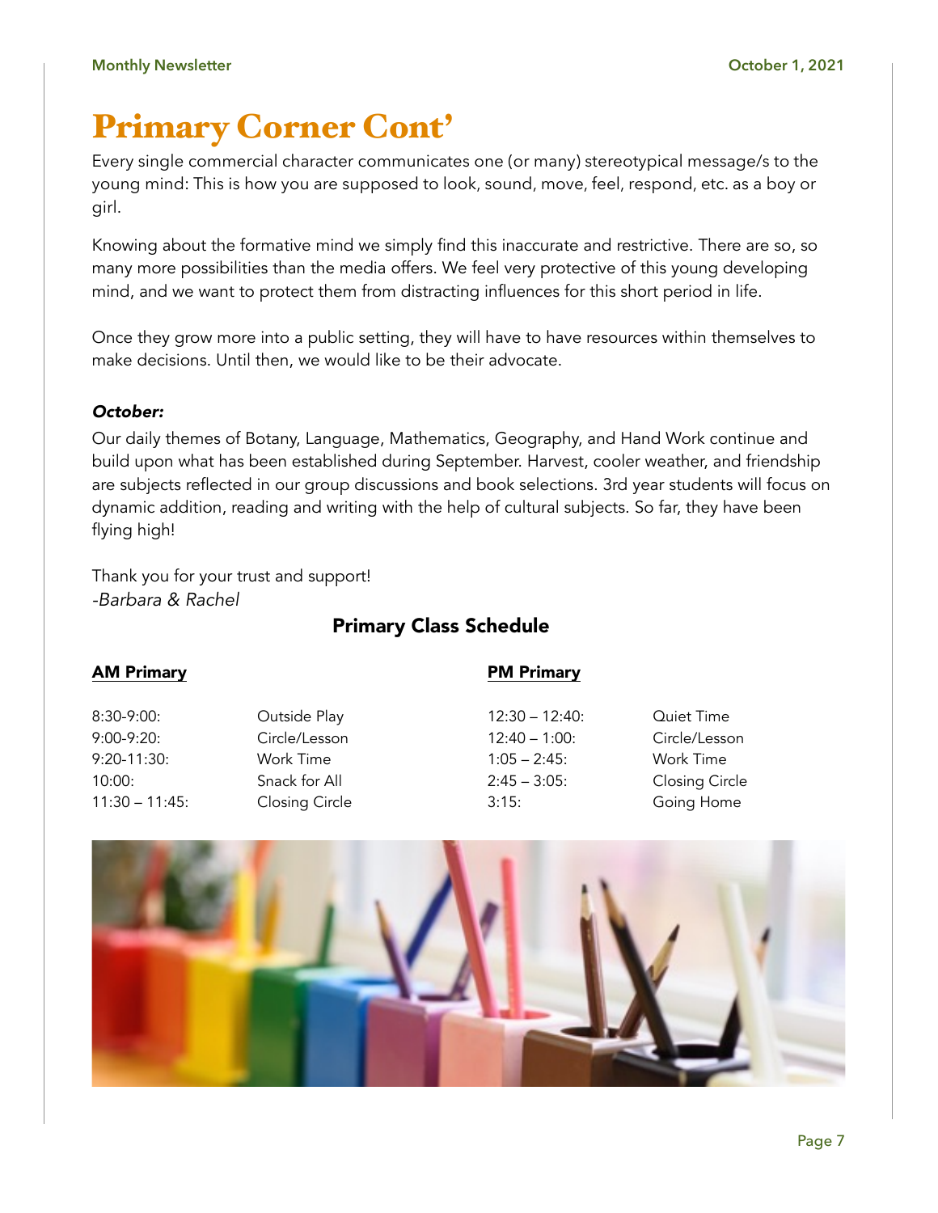# Primary Corner Cont'

Every single commercial character communicates one (or many) stereotypical message/s to the young mind: This is how you are supposed to look, sound, move, feel, respond, etc. as a boy or girl.

Knowing about the formative mind we simply find this inaccurate and restrictive. There are so, so many more possibilities than the media offers. We feel very protective of this young developing mind, and we want to protect them from distracting influences for this short period in life.

Once they grow more into a public setting, they will have to have resources within themselves to make decisions. Until then, we would like to be their advocate.

***October:***

Our daily themes of Botany, Language, Mathematics, Geography, and Hand Work continue and build upon what has been established during September. Harvest, cooler weather, and friendship are subjects reflected in our group discussions and book selections. 3rd year students will focus on dynamic addition, reading and writing with the help of cultural subjects. So far, they have been flying high!

Thank you for your trust and support!
*-Barbara & Rachel*

## Primary Class Schedule

**AM Primary**

| | |
|---|---|
| 8:30-9:00: | Outside Play |
| 9:00-9:20: | Circle/Lesson |
| 9:20-11:30: | Work Time |
| 10:00: | Snack for All |
| 11:30 – 11:45: | Closing Circle |

**PM Primary**

| | |
|---|---|
| 12:30 – 12:40: | Quiet Time |
| 12:40 – 1:00: | Circle/Lesson |
| 1:05 – 2:45: | Work Time |
| 2:45 – 3:05: | Closing Circle |
| 3:15: | Going Home |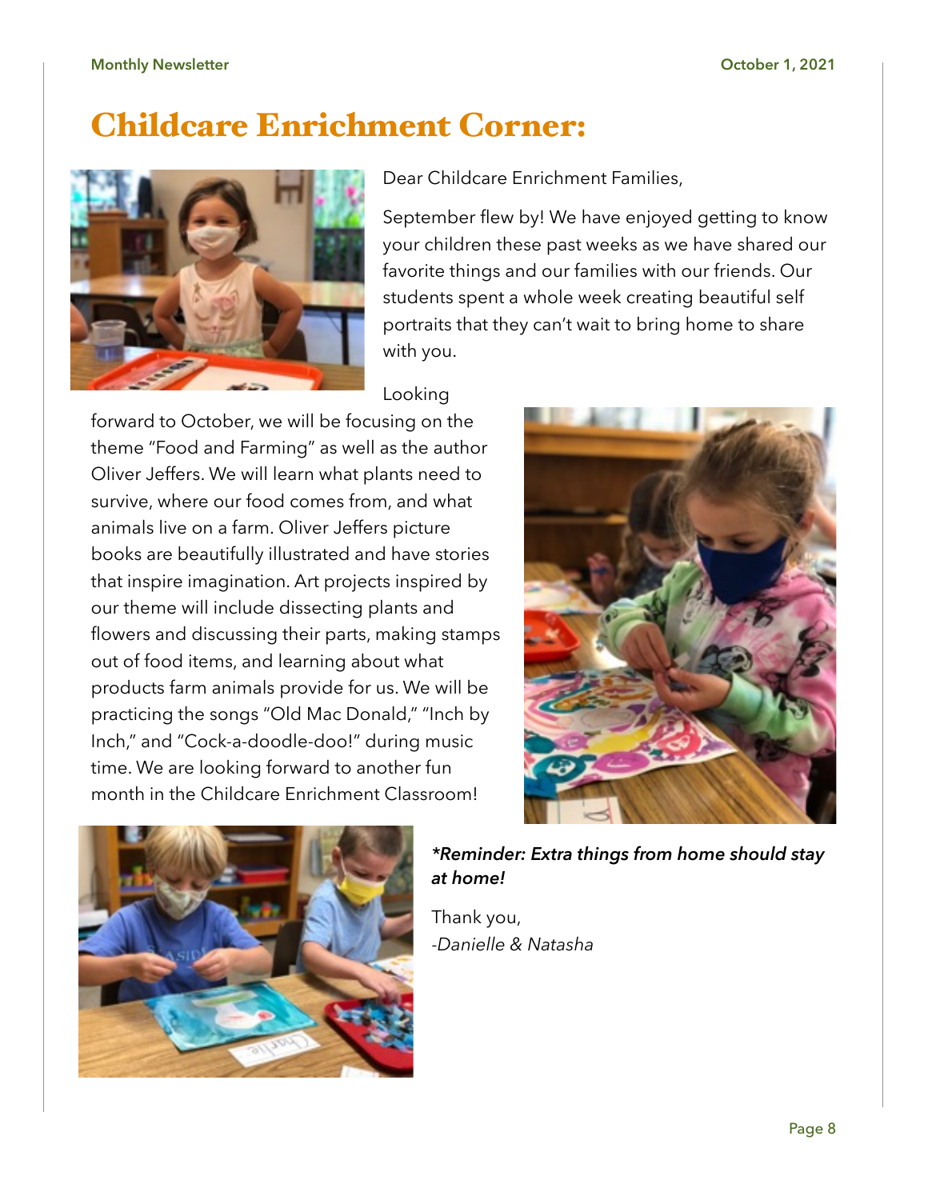# Childcare Enrichment Corner:

Dear Childcare Enrichment Families,

September flew by! We have enjoyed getting to know your children these past weeks as we have shared our favorite things and our families with our friends. Our students spent a whole week creating beautiful self portraits that they can't wait to bring home to share with you.

Looking forward to October, we will be focusing on the theme "Food and Farming" as well as the author Oliver Jeffers. We will learn what plants need to survive, where our food comes from, and what animals live on a farm. Oliver Jeffers picture books are beautifully illustrated and have stories that inspire imagination. Art projects inspired by our theme will include dissecting plants and flowers and discussing their parts, making stamps out of food items, and learning about what products farm animals provide for us. We will be practicing the songs "Old Mac Donald," "Inch by Inch," and "Cock-a-doodle-doo!" during music time. We are looking forward to another fun month in the Childcare Enrichment Classroom!

***Reminder: Extra things from home should stay at home!***

Thank you,

*-Danielle & Natasha*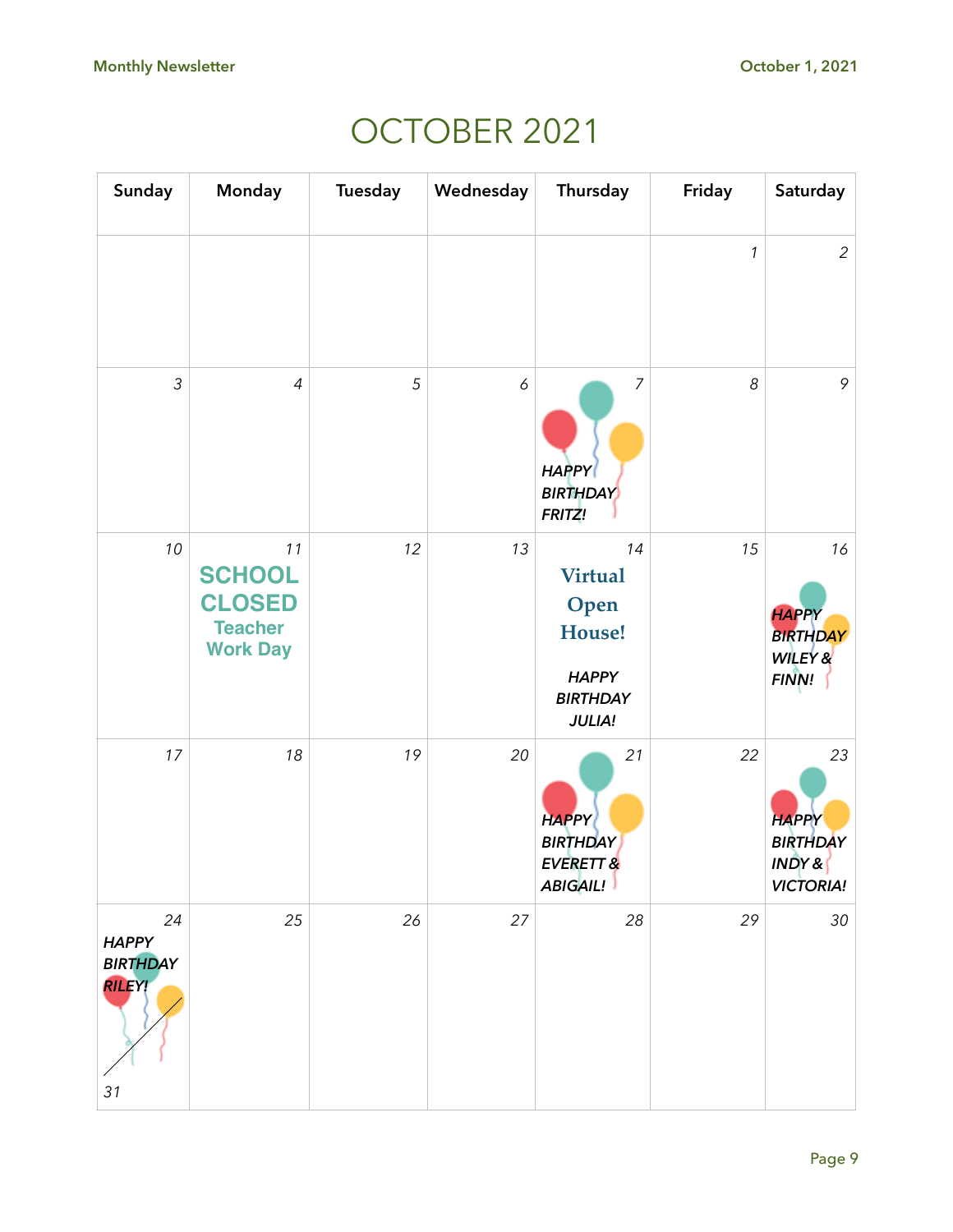# OCTOBER 2021

| Sunday | Monday | Tuesday | Wednesday | Thursday | Friday | Saturday |
|---|---|---|---|---|---|---|
| | | | | | 1 | 2 |
| 3 | 4 | 5 | 6 | 7 ***HAPPY BIRTHDAY FRITZ!*** | 8 | 9 |
| 10 | 11 **SCHOOL CLOSED** **Teacher Work Day** | 12 | 13 | 14 **Virtual Open House!** ***HAPPY BIRTHDAY JULIA!*** | 15 | 16 ***HAPPY BIRTHDAY WILEY & FINN!*** |
| 17 | 18 | 19 | 20 | 21 ***HAPPY BIRTHDAY EVERETT & ABIGAIL!*** | 22 | 23 ***HAPPY BIRTHDAY INDY & VICTORIA!*** |
| 24 ***HAPPY BIRTHDAY RILEY!*** / 31 | 25 | 26 | 27 | 28 | 29 | 30 |